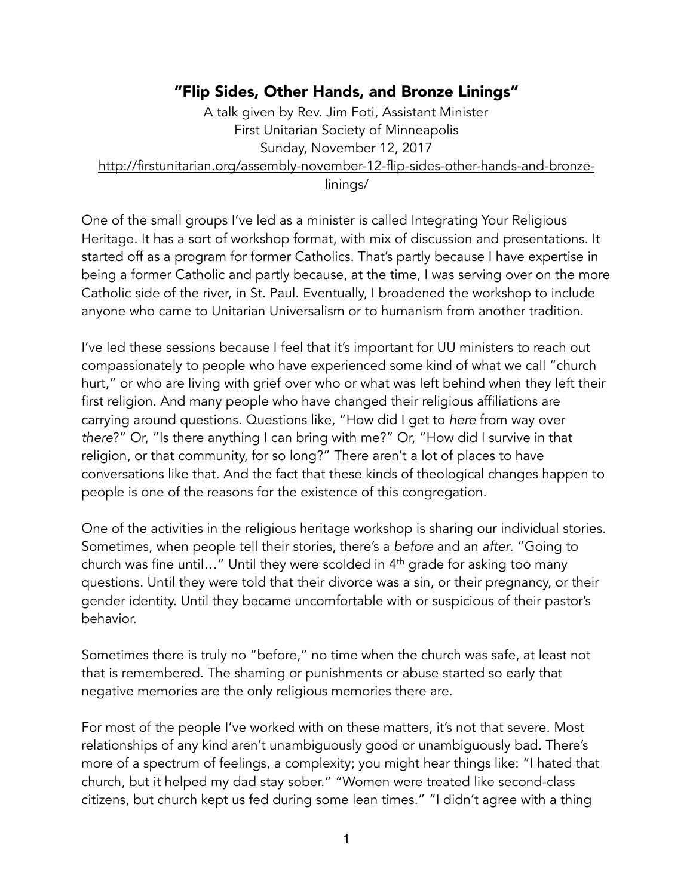# "Flip Sides, Other Hands, and Bronze Linings"

A talk given by Rev. Jim Foti, Assistant Minister
First Unitarian Society of Minneapolis
Sunday, November 12, 2017
http://firstunitarian.org/assembly-november-12-flip-sides-other-hands-and-bronze-linings/

One of the small groups I've led as a minister is called Integrating Your Religious Heritage. It has a sort of workshop format, with mix of discussion and presentations. It started off as a program for former Catholics. That's partly because I have expertise in being a former Catholic and partly because, at the time, I was serving over on the more Catholic side of the river, in St. Paul. Eventually, I broadened the workshop to include anyone who came to Unitarian Universalism or to humanism from another tradition.

I've led these sessions because I feel that it's important for UU ministers to reach out compassionately to people who have experienced some kind of what we call "church hurt," or who are living with grief over who or what was left behind when they left their first religion. And many people who have changed their religious affiliations are carrying around questions. Questions like, "How did I get to *here* from way over *there*?" Or, "Is there anything I can bring with me?" Or, "How did I survive in that religion, or that community, for so long?" There aren't a lot of places to have conversations like that. And the fact that these kinds of theological changes happen to people is one of the reasons for the existence of this congregation.

One of the activities in the religious heritage workshop is sharing our individual stories. Sometimes, when people tell their stories, there's a *before* and an *after*. "Going to church was fine until…" Until they were scolded in 4th grade for asking too many questions. Until they were told that their divorce was a sin, or their pregnancy, or their gender identity. Until they became uncomfortable with or suspicious of their pastor's behavior.

Sometimes there is truly no "before," no time when the church was safe, at least not that is remembered. The shaming or punishments or abuse started so early that negative memories are the only religious memories there are.

For most of the people I've worked with on these matters, it's not that severe. Most relationships of any kind aren't unambiguously good or unambiguously bad. There's more of a spectrum of feelings, a complexity; you might hear things like: "I hated that church, but it helped my dad stay sober." "Women were treated like second-class citizens, but church kept us fed during some lean times." "I didn't agree with a thing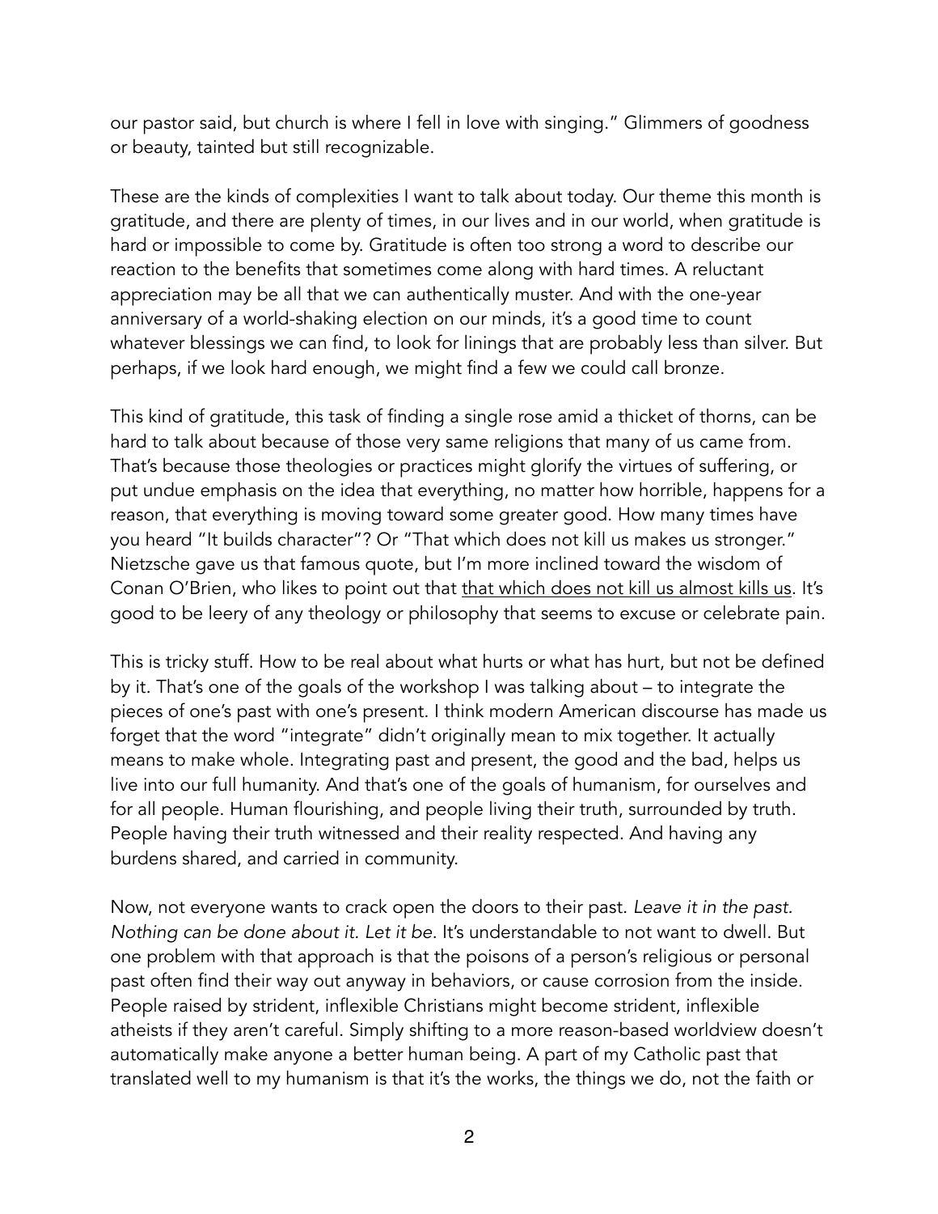our pastor said, but church is where I fell in love with singing." Glimmers of goodness or beauty, tainted but still recognizable.

These are the kinds of complexities I want to talk about today. Our theme this month is gratitude, and there are plenty of times, in our lives and in our world, when gratitude is hard or impossible to come by. Gratitude is often too strong a word to describe our reaction to the benefits that sometimes come along with hard times. A reluctant appreciation may be all that we can authentically muster. And with the one-year anniversary of a world-shaking election on our minds, it's a good time to count whatever blessings we can find, to look for linings that are probably less than silver. But perhaps, if we look hard enough, we might find a few we could call bronze.

This kind of gratitude, this task of finding a single rose amid a thicket of thorns, can be hard to talk about because of those very same religions that many of us came from. That's because those theologies or practices might glorify the virtues of suffering, or put undue emphasis on the idea that everything, no matter how horrible, happens for a reason, that everything is moving toward some greater good. How many times have you heard "It builds character"? Or "That which does not kill us makes us stronger." Nietzsche gave us that famous quote, but I'm more inclined toward the wisdom of Conan O'Brien, who likes to point out that <u>that which does not kill us almost kills us</u>. It's good to be leery of any theology or philosophy that seems to excuse or celebrate pain.

This is tricky stuff. How to be real about what hurts or what has hurt, but not be defined by it. That's one of the goals of the workshop I was talking about – to integrate the pieces of one's past with one's present. I think modern American discourse has made us forget that the word "integrate" didn't originally mean to mix together. It actually means to make whole. Integrating past and present, the good and the bad, helps us live into our full humanity. And that's one of the goals of humanism, for ourselves and for all people. Human flourishing, and people living their truth, surrounded by truth. People having their truth witnessed and their reality respected. And having any burdens shared, and carried in community.

Now, not everyone wants to crack open the doors to their past. *Leave it in the past. Nothing can be done about it. Let it be*. It's understandable to not want to dwell. But one problem with that approach is that the poisons of a person's religious or personal past often find their way out anyway in behaviors, or cause corrosion from the inside. People raised by strident, inflexible Christians might become strident, inflexible atheists if they aren't careful. Simply shifting to a more reason-based worldview doesn't automatically make anyone a better human being. A part of my Catholic past that translated well to my humanism is that it's the works, the things we do, not the faith or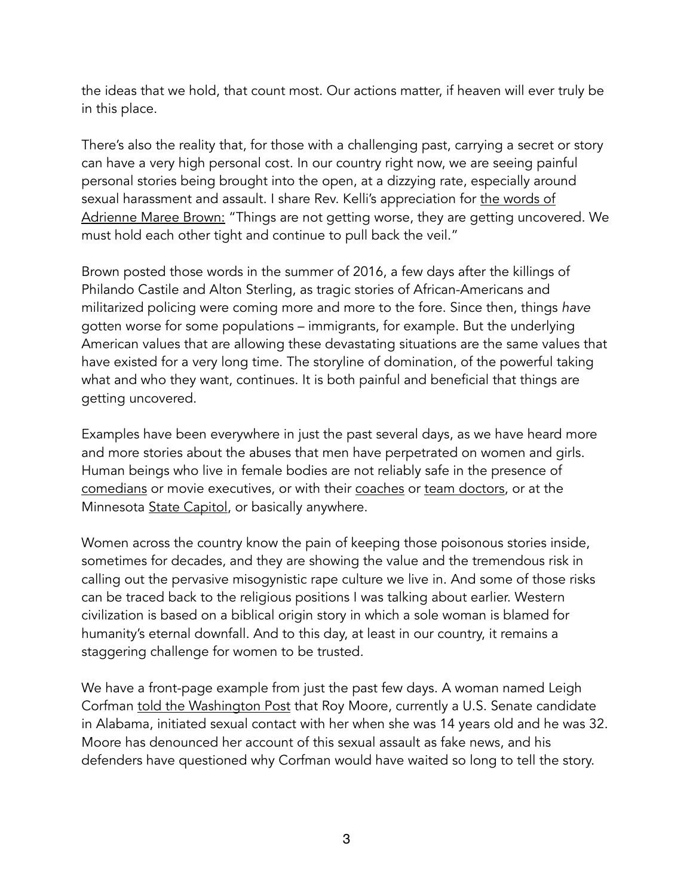the ideas that we hold, that count most. Our actions matter, if heaven will ever truly be in this place.

There's also the reality that, for those with a challenging past, carrying a secret or story can have a very high personal cost. In our country right now, we are seeing painful personal stories being brought into the open, at a dizzying rate, especially around sexual harassment and assault. I share Rev. Kelli's appreciation for the words of Adrienne Maree Brown: "Things are not getting worse, they are getting uncovered. We must hold each other tight and continue to pull back the veil."

Brown posted those words in the summer of 2016, a few days after the killings of Philando Castile and Alton Sterling, as tragic stories of African-Americans and militarized policing were coming more and more to the fore. Since then, things *have* gotten worse for some populations – immigrants, for example. But the underlying American values that are allowing these devastating situations are the same values that have existed for a very long time. The storyline of domination, of the powerful taking what and who they want, continues. It is both painful and beneficial that things are getting uncovered.

Examples have been everywhere in just the past several days, as we have heard more and more stories about the abuses that men have perpetrated on women and girls. Human beings who live in female bodies are not reliably safe in the presence of comedians or movie executives, or with their coaches or team doctors, or at the Minnesota State Capitol, or basically anywhere.

Women across the country know the pain of keeping those poisonous stories inside, sometimes for decades, and they are showing the value and the tremendous risk in calling out the pervasive misogynistic rape culture we live in. And some of those risks can be traced back to the religious positions I was talking about earlier. Western civilization is based on a biblical origin story in which a sole woman is blamed for humanity's eternal downfall. And to this day, at least in our country, it remains a staggering challenge for women to be trusted.

We have a front-page example from just the past few days. A woman named Leigh Corfman told the Washington Post that Roy Moore, currently a U.S. Senate candidate in Alabama, initiated sexual contact with her when she was 14 years old and he was 32. Moore has denounced her account of this sexual assault as fake news, and his defenders have questioned why Corfman would have waited so long to tell the story.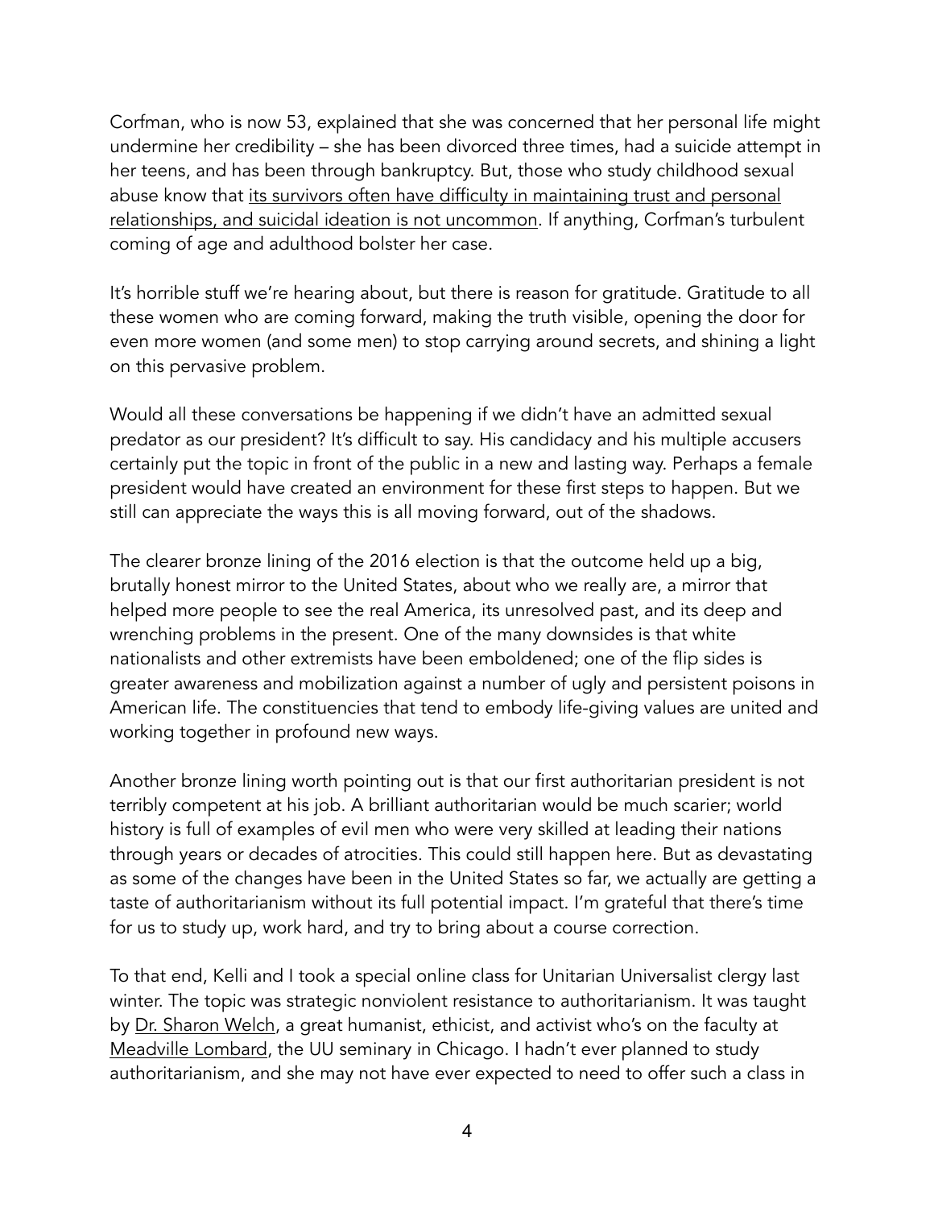Corfman, who is now 53, explained that she was concerned that her personal life might undermine her credibility – she has been divorced three times, had a suicide attempt in her teens, and has been through bankruptcy. But, those who study childhood sexual abuse know that its survivors often have difficulty in maintaining trust and personal relationships, and suicidal ideation is not uncommon. If anything, Corfman's turbulent coming of age and adulthood bolster her case.

It's horrible stuff we're hearing about, but there is reason for gratitude. Gratitude to all these women who are coming forward, making the truth visible, opening the door for even more women (and some men) to stop carrying around secrets, and shining a light on this pervasive problem.

Would all these conversations be happening if we didn't have an admitted sexual predator as our president? It's difficult to say. His candidacy and his multiple accusers certainly put the topic in front of the public in a new and lasting way. Perhaps a female president would have created an environment for these first steps to happen. But we still can appreciate the ways this is all moving forward, out of the shadows.

The clearer bronze lining of the 2016 election is that the outcome held up a big, brutally honest mirror to the United States, about who we really are, a mirror that helped more people to see the real America, its unresolved past, and its deep and wrenching problems in the present. One of the many downsides is that white nationalists and other extremists have been emboldened; one of the flip sides is greater awareness and mobilization against a number of ugly and persistent poisons in American life. The constituencies that tend to embody life-giving values are united and working together in profound new ways.

Another bronze lining worth pointing out is that our first authoritarian president is not terribly competent at his job. A brilliant authoritarian would be much scarier; world history is full of examples of evil men who were very skilled at leading their nations through years or decades of atrocities. This could still happen here. But as devastating as some of the changes have been in the United States so far, we actually are getting a taste of authoritarianism without its full potential impact. I'm grateful that there's time for us to study up, work hard, and try to bring about a course correction.

To that end, Kelli and I took a special online class for Unitarian Universalist clergy last winter. The topic was strategic nonviolent resistance to authoritarianism. It was taught by Dr. Sharon Welch, a great humanist, ethicist, and activist who's on the faculty at Meadville Lombard, the UU seminary in Chicago. I hadn't ever planned to study authoritarianism, and she may not have ever expected to need to offer such a class in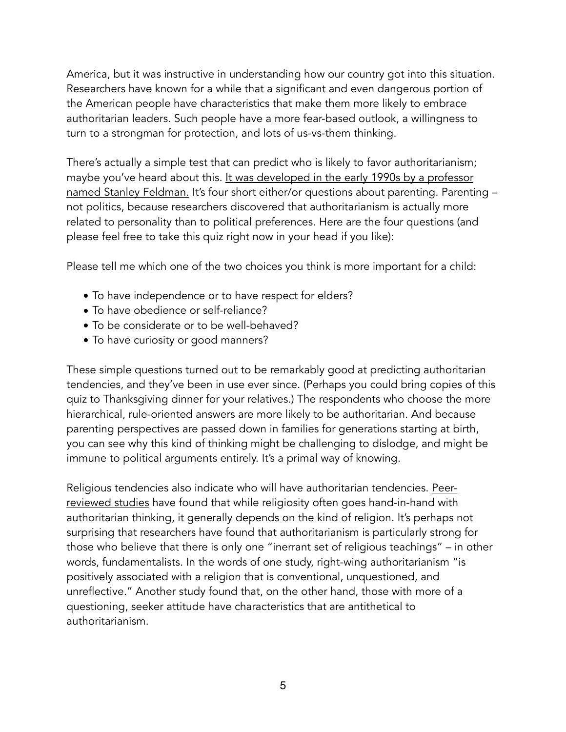America, but it was instructive in understanding how our country got into this situation. Researchers have known for a while that a significant and even dangerous portion of the American people have characteristics that make them more likely to embrace authoritarian leaders. Such people have a more fear-based outlook, a willingness to turn to a strongman for protection, and lots of us-vs-them thinking.

There's actually a simple test that can predict who is likely to favor authoritarianism; maybe you've heard about this. It was developed in the early 1990s by a professor named Stanley Feldman. It's four short either/or questions about parenting. Parenting – not politics, because researchers discovered that authoritarianism is actually more related to personality than to political preferences. Here are the four questions (and please feel free to take this quiz right now in your head if you like):

Please tell me which one of the two choices you think is more important for a child:

- To have independence or to have respect for elders?
- To have obedience or self-reliance?
- To be considerate or to be well-behaved?
- To have curiosity or good manners?

These simple questions turned out to be remarkably good at predicting authoritarian tendencies, and they've been in use ever since. (Perhaps you could bring copies of this quiz to Thanksgiving dinner for your relatives.) The respondents who choose the more hierarchical, rule-oriented answers are more likely to be authoritarian. And because parenting perspectives are passed down in families for generations starting at birth, you can see why this kind of thinking might be challenging to dislodge, and might be immune to political arguments entirely. It's a primal way of knowing.

Religious tendencies also indicate who will have authoritarian tendencies. Peer-reviewed studies have found that while religiosity often goes hand-in-hand with authoritarian thinking, it generally depends on the kind of religion. It's perhaps not surprising that researchers have found that authoritarianism is particularly strong for those who believe that there is only one "inerrant set of religious teachings" – in other words, fundamentalists. In the words of one study, right-wing authoritarianism "is positively associated with a religion that is conventional, unquestioned, and unreflective." Another study found that, on the other hand, those with more of a questioning, seeker attitude have characteristics that are antithetical to authoritarianism.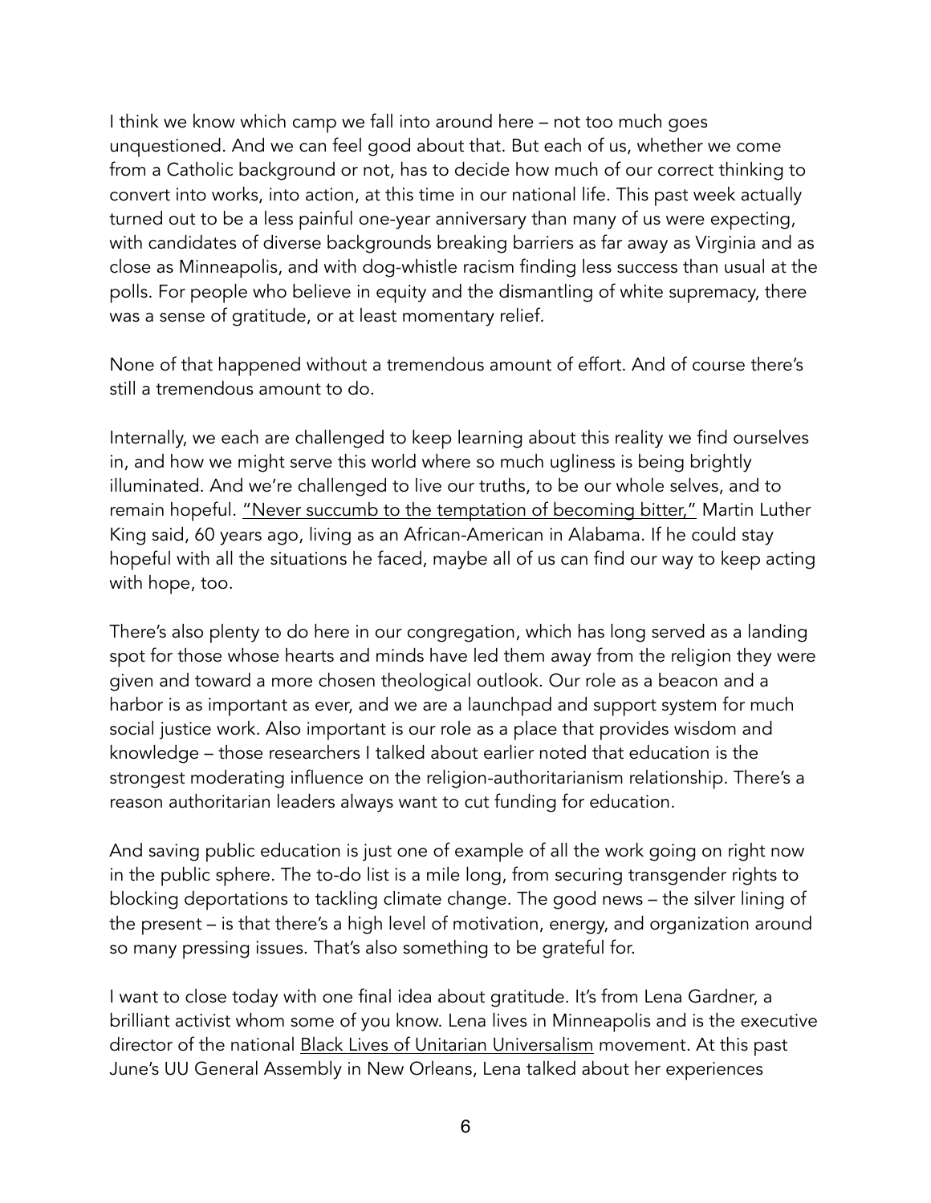I think we know which camp we fall into around here – not too much goes unquestioned. And we can feel good about that. But each of us, whether we come from a Catholic background or not, has to decide how much of our correct thinking to convert into works, into action, at this time in our national life. This past week actually turned out to be a less painful one-year anniversary than many of us were expecting, with candidates of diverse backgrounds breaking barriers as far away as Virginia and as close as Minneapolis, and with dog-whistle racism finding less success than usual at the polls. For people who believe in equity and the dismantling of white supremacy, there was a sense of gratitude, or at least momentary relief.

None of that happened without a tremendous amount of effort. And of course there's still a tremendous amount to do.

Internally, we each are challenged to keep learning about this reality we find ourselves in, and how we might serve this world where so much ugliness is being brightly illuminated. And we're challenged to live our truths, to be our whole selves, and to remain hopeful. "Never succumb to the temptation of becoming bitter," Martin Luther King said, 60 years ago, living as an African-American in Alabama. If he could stay hopeful with all the situations he faced, maybe all of us can find our way to keep acting with hope, too.

There's also plenty to do here in our congregation, which has long served as a landing spot for those whose hearts and minds have led them away from the religion they were given and toward a more chosen theological outlook. Our role as a beacon and a harbor is as important as ever, and we are a launchpad and support system for much social justice work. Also important is our role as a place that provides wisdom and knowledge – those researchers I talked about earlier noted that education is the strongest moderating influence on the religion-authoritarianism relationship. There's a reason authoritarian leaders always want to cut funding for education.

And saving public education is just one of example of all the work going on right now in the public sphere. The to-do list is a mile long, from securing transgender rights to blocking deportations to tackling climate change. The good news – the silver lining of the present – is that there's a high level of motivation, energy, and organization around so many pressing issues. That's also something to be grateful for.

I want to close today with one final idea about gratitude. It's from Lena Gardner, a brilliant activist whom some of you know. Lena lives in Minneapolis and is the executive director of the national Black Lives of Unitarian Universalism movement. At this past June's UU General Assembly in New Orleans, Lena talked about her experiences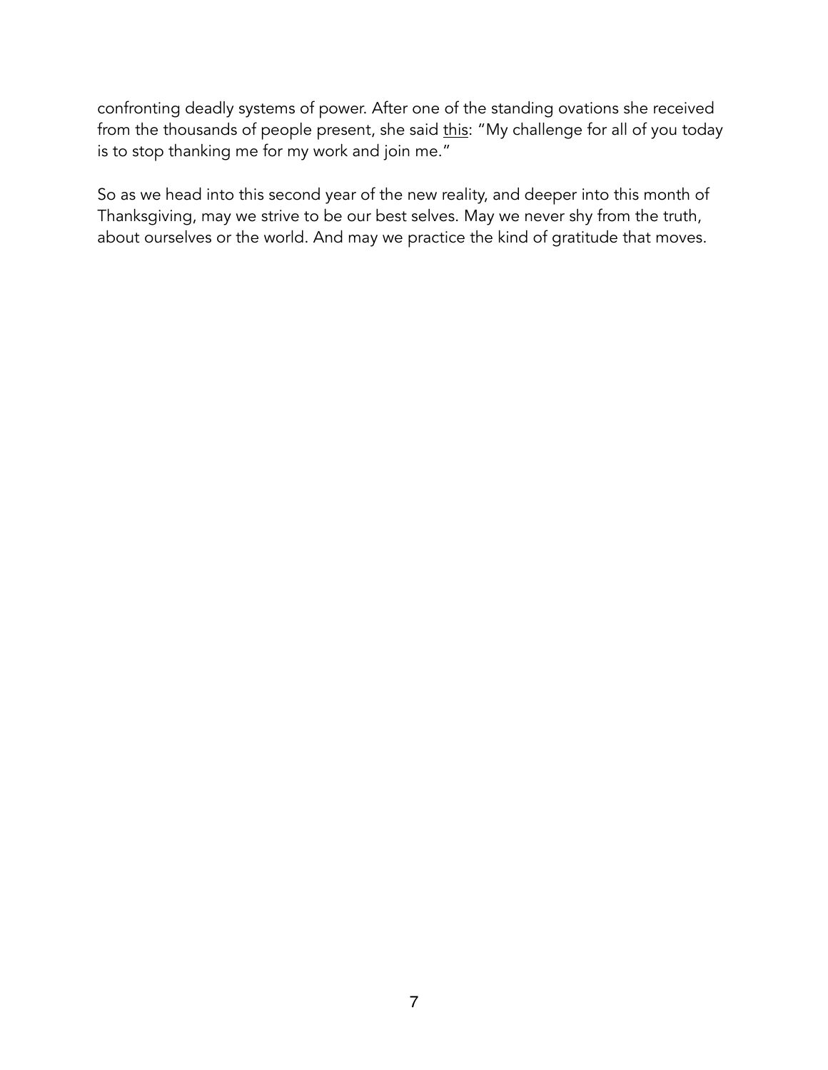confronting deadly systems of power. After one of the standing ovations she received from the thousands of people present, she said this: "My challenge for all of you today is to stop thanking me for my work and join me."

So as we head into this second year of the new reality, and deeper into this month of Thanksgiving, may we strive to be our best selves. May we never shy from the truth, about ourselves or the world. And may we practice the kind of gratitude that moves.